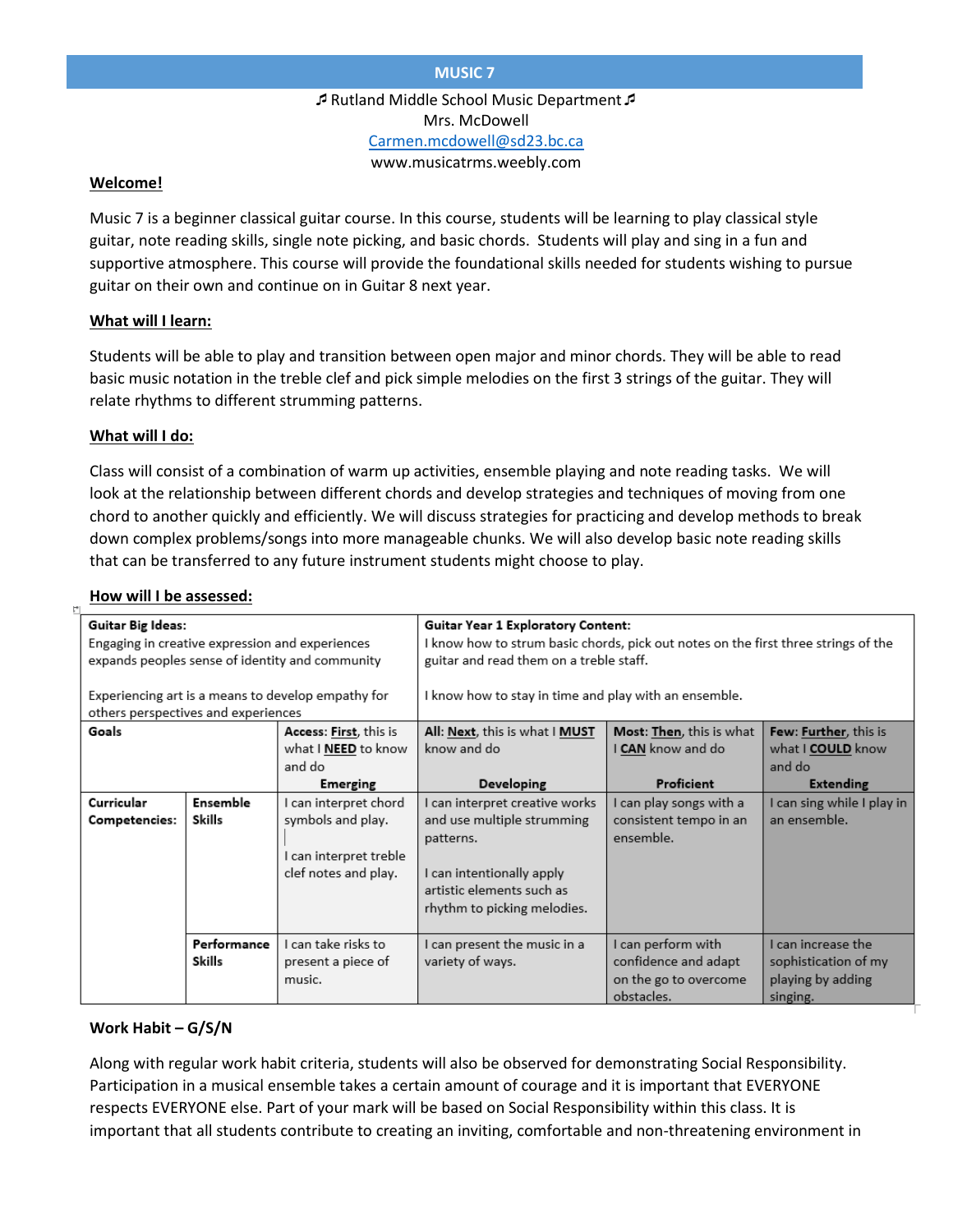# MUSIC 7

♬ Rutland Middle School Music Department ♬
Mrs. McDowell
Carmen.mcdowell@sd23.bc.ca
www.musicatrms.weebly.com

## Welcome!

Music 7 is a beginner classical guitar course. In this course, students will be learning to play classical style guitar, note reading skills, single note picking, and basic chords. Students will play and sing in a fun and supportive atmosphere. This course will provide the foundational skills needed for students wishing to pursue guitar on their own and continue on in Guitar 8 next year.

## What will I learn:

Students will be able to play and transition between open major and minor chords. They will be able to read basic music notation in the treble clef and pick simple melodies on the first 3 strings of the guitar. They will relate rhythms to different strumming patterns.

## What will I do:

Class will consist of a combination of warm up activities, ensemble playing and note reading tasks. We will look at the relationship between different chords and develop strategies and techniques of moving from one chord to another quickly and efficiently. We will discuss strategies for practicing and develop methods to break down complex problems/songs into more manageable chunks. We will also develop basic note reading skills that can be transferred to any future instrument students might choose to play.

## How will I be assessed:

| **Guitar Big Ideas:** Engaging in creative expression and experiences expands peoples sense of identity and community<br><br>Experiencing art is a means to develop empathy for others perspectives and experiences | | | **Guitar Year 1 Exploratory Content:** I know how to strum basic chords, pick out notes on the first three strings of the guitar and read them on a treble staff.<br><br>I know how to stay in time and play with an ensemble. | | |
|---|---|---|---|---|---|
| **Goals** | | **Access: First**, this is what I **NEED** to know and do<br>**Emerging** | **All: Next**, this is what I **MUST** know and do<br>**Developing** | **Most: Then**, this is what I **CAN** know and do<br>**Proficient** | **Few: Further**, this is what I **COULD** know and do<br>**Extending** |
| **Curricular Competencies:** | **Ensemble Skills** | I can interpret chord symbols and play.<br><br>I can interpret treble clef notes and play. | I can interpret creative works and use multiple strumming patterns.<br><br>I can intentionally apply artistic elements such as rhythm to picking melodies. | I can play songs with a consistent tempo in an ensemble. | I can sing while I play in an ensemble. |
| | **Performance Skills** | I can take risks to present a piece of music. | I can present the music in a variety of ways. | I can perform with confidence and adapt on the go to overcome obstacles. | I can increase the sophistication of my playing by adding singing. |

**Work Habit – G/S/N**

Along with regular work habit criteria, students will also be observed for demonstrating Social Responsibility. Participation in a musical ensemble takes a certain amount of courage and it is important that EVERYONE respects EVERYONE else. Part of your mark will be based on Social Responsibility within this class. It is important that all students contribute to creating an inviting, comfortable and non-threatening environment in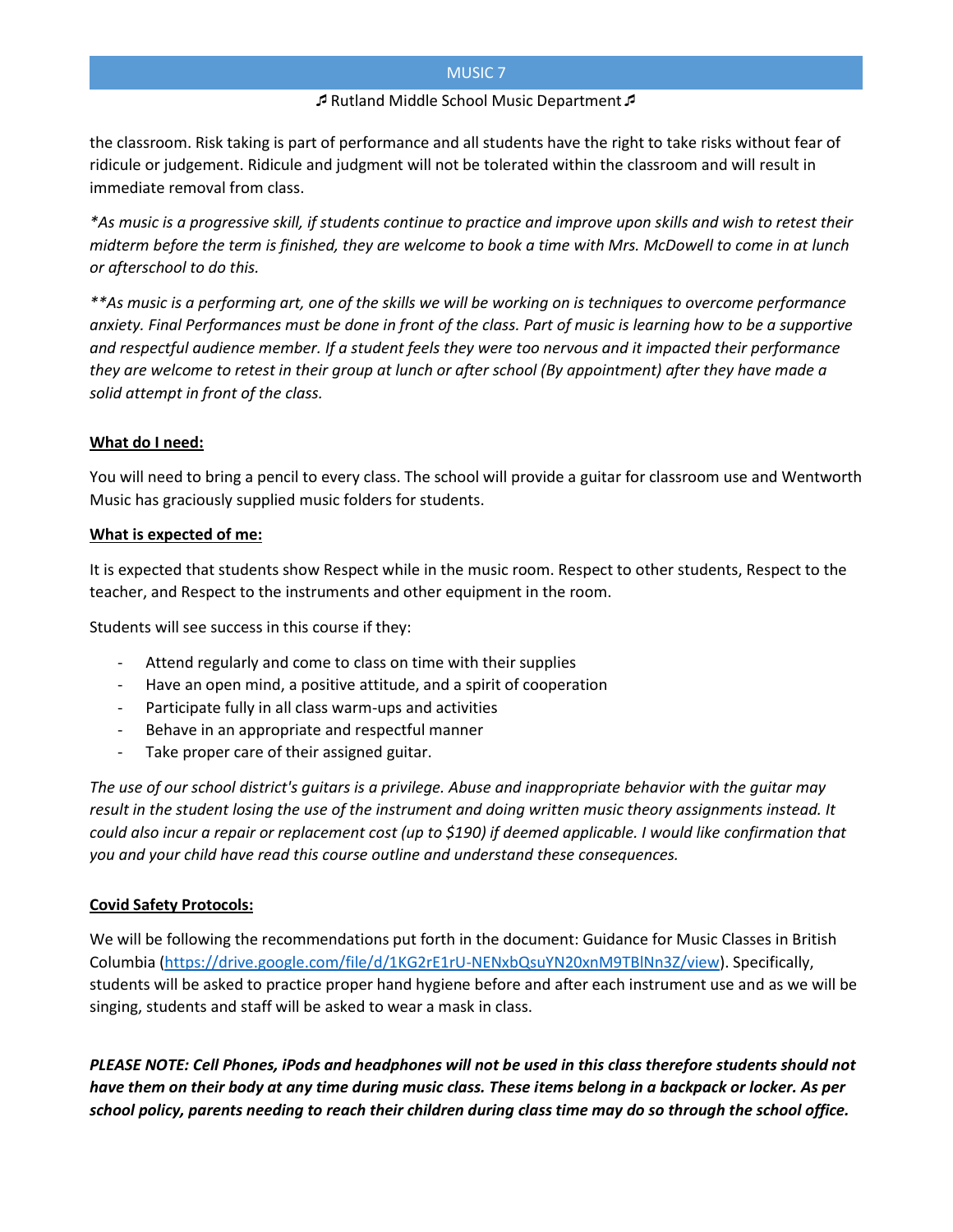the classroom. Risk taking is part of performance and all students have the right to take risks without fear of ridicule or judgement. Ridicule and judgment will not be tolerated within the classroom and will result in immediate removal from class.

*\*As music is a progressive skill, if students continue to practice and improve upon skills and wish to retest their midterm before the term is finished, they are welcome to book a time with Mrs. McDowell to come in at lunch or afterschool to do this.*

*\*\*As music is a performing art, one of the skills we will be working on is techniques to overcome performance anxiety. Final Performances must be done in front of the class. Part of music is learning how to be a supportive and respectful audience member. If a student feels they were too nervous and it impacted their performance they are welcome to retest in their group at lunch or after school (By appointment) after they have made a solid attempt in front of the class.*

**What do I need:**

You will need to bring a pencil to every class. The school will provide a guitar for classroom use and Wentworth Music has graciously supplied music folders for students.

**What is expected of me:**

It is expected that students show Respect while in the music room. Respect to other students, Respect to the teacher, and Respect to the instruments and other equipment in the room.

Students will see success in this course if they:

- Attend regularly and come to class on time with their supplies
- Have an open mind, a positive attitude, and a spirit of cooperation
- Participate fully in all class warm-ups and activities
- Behave in an appropriate and respectful manner
- Take proper care of their assigned guitar.

*The use of our school district's guitars is a privilege. Abuse and inappropriate behavior with the guitar may result in the student losing the use of the instrument and doing written music theory assignments instead. It could also incur a repair or replacement cost (up to $190) if deemed applicable. I would like confirmation that you and your child have read this course outline and understand these consequences.*

**Covid Safety Protocols:**

We will be following the recommendations put forth in the document: Guidance for Music Classes in British Columbia (https://drive.google.com/file/d/1KG2rE1rU-NENxbQsuYN20xnM9TBlNn3Z/view). Specifically, students will be asked to practice proper hand hygiene before and after each instrument use and as we will be singing, students and staff will be asked to wear a mask in class.

***PLEASE NOTE: Cell Phones, iPods and headphones will not be used in this class therefore students should not have them on their body at any time during music class. These items belong in a backpack or locker. As per school policy, parents needing to reach their children during class time may do so through the school office.***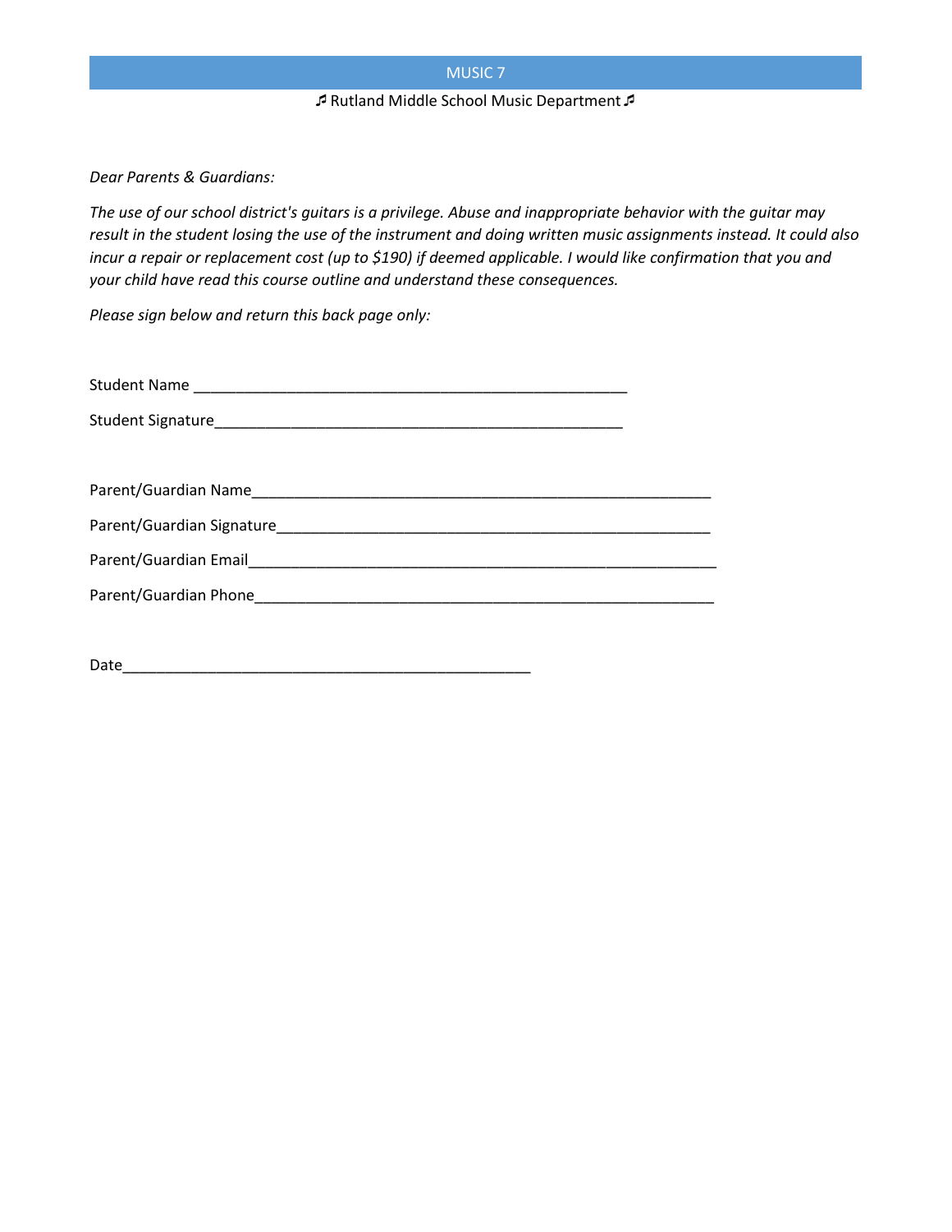MUSIC 7

♬ Rutland Middle School Music Department ♬

*Dear Parents & Guardians:*

*The use of our school district's guitars is a privilege. Abuse and inappropriate behavior with the guitar may result in the student losing the use of the instrument and doing written music assignments instead. It could also incur a repair or replacement cost (up to $190) if deemed applicable. I would like confirmation that you and your child have read this course outline and understand these consequences.*

*Please sign below and return this back page only:*

Student Name ____________________________________________________

Student Signature_________________________________________________

Parent/Guardian Name______________________________________________________

Parent/Guardian Signature___________________________________________________

Parent/Guardian Email______________________________________________________

Parent/Guardian Phone______________________________________________________

Date_________________________________________________